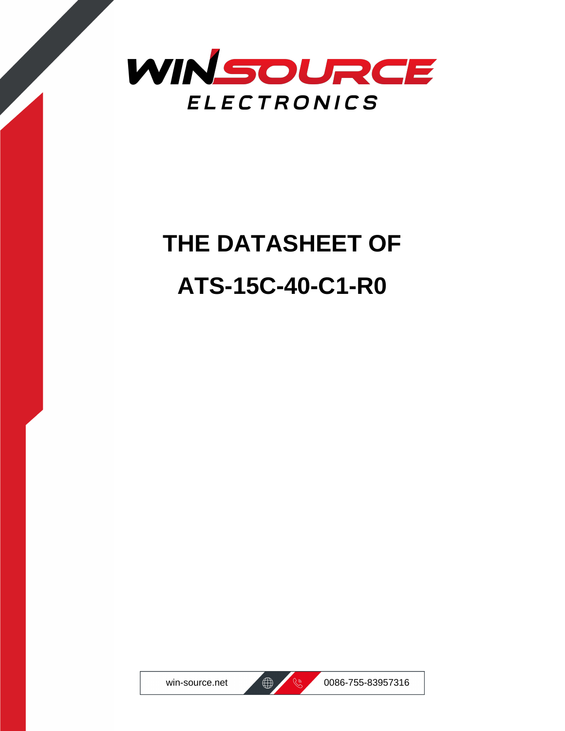# WINSOURCE ELECTRONICS

# THE DATASHEET OF

# ATS-15C-40-C1-R0

win-source.net 0086-755-83957316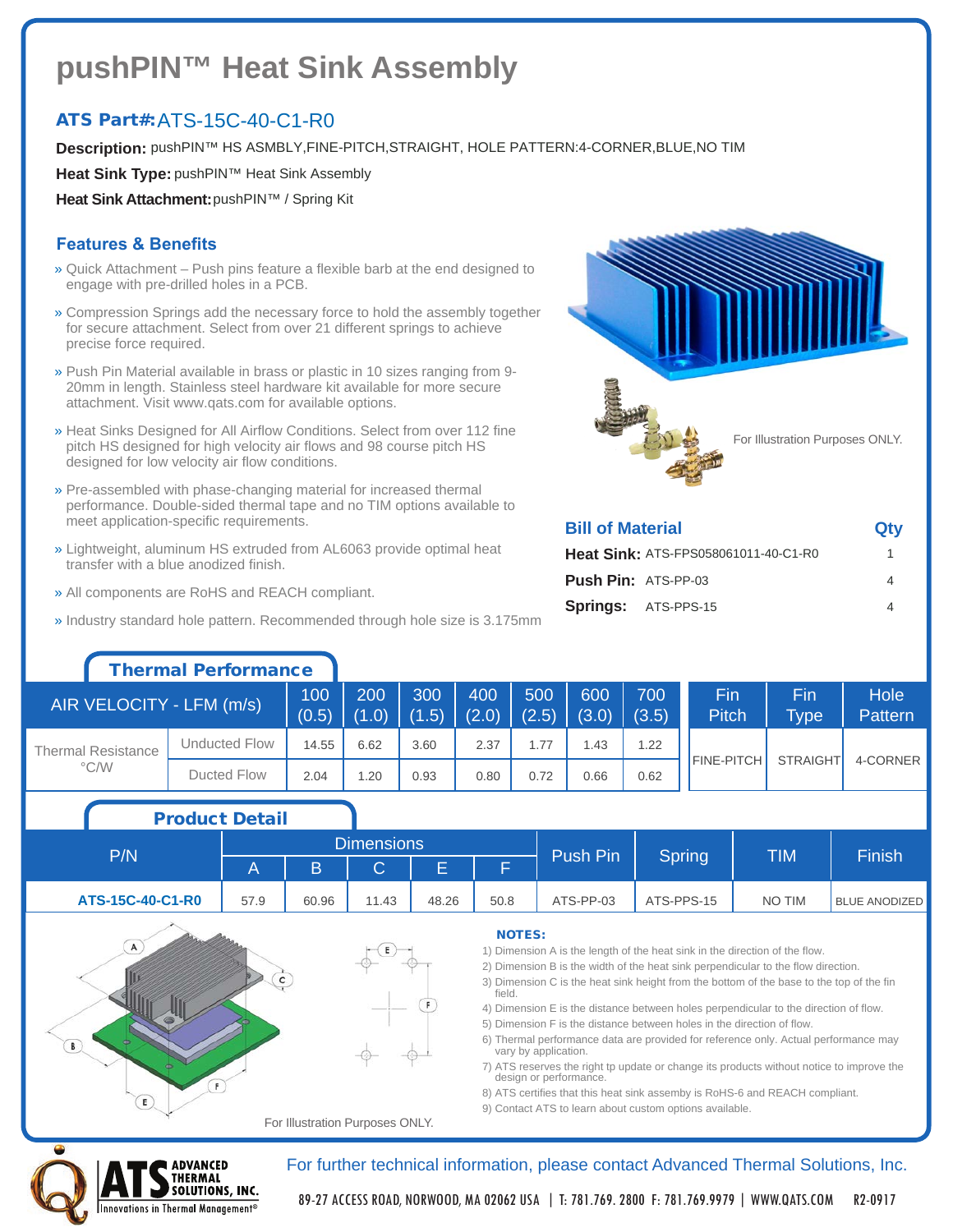# pushPIN™ Heat Sink Assembly

## ATS Part#: ATS-15C-40-C1-R0

**Description:** pushPIN™ HS ASMBLY,FINE-PITCH,STRAIGHT, HOLE PATTERN:4-CORNER,BLUE,NO TIM

**Heat Sink Type:** pushPIN™ Heat Sink Assembly

**Heat Sink Attachment:** pushPIN™ / Spring Kit

### Features & Benefits

- » Quick Attachment – Push pins feature a flexible barb at the end designed to engage with pre-drilled holes in a PCB.
- » Compression Springs add the necessary force to hold the assembly together for secure attachment. Select from over 21 different springs to achieve precise force required.
- » Push Pin Material available in brass or plastic in 10 sizes ranging from 9-20mm in length. Stainless steel hardware kit available for more secure attachment. Visit www.qats.com for available options.
- » Heat Sinks Designed for All Airflow Conditions. Select from over 112 fine pitch HS designed for high velocity air flows and 98 course pitch HS designed for low velocity air flow conditions.
- » Pre-assembled with phase-changing material for increased thermal performance. Double-sided thermal tape and no TIM options available to meet application-specific requirements.
- » Lightweight, aluminum HS extruded from AL6063 provide optimal heat transfer with a blue anodized finish.
- » All components are RoHS and REACH compliant.
- » Industry standard hole pattern. Recommended through hole size is 3.175mm

For Illustration Purposes ONLY.

| Bill of Material | | Qty |
|---|---|---|
| **Heat Sink:** | ATS-FPS058061011-40-C1-R0 | 1 |
| **Push Pin:** | ATS-PP-03 | 4 |
| **Springs:** | ATS-PPS-15 | 4 |

### Thermal Performance

| AIR VELOCITY - LFM (m/s) | | 100 (0.5) | 200 (1.0) | 300 (1.5) | 400 (2.0) | 500 (2.5) | 600 (3.0) | 700 (3.5) | Fin Pitch | Fin Type | Hole Pattern |
|---|---|---|---|---|---|---|---|---|---|---|---|
| Thermal Resistance °C/W | Unducted Flow | 14.55 | 6.62 | 3.60 | 2.37 | 1.77 | 1.43 | 1.22 | FINE-PITCH | STRAIGHT | 4-CORNER |
| | Ducted Flow | 2.04 | 1.20 | 0.93 | 0.80 | 0.72 | 0.66 | 0.62 | | | |

### Product Detail

| P/N | Dimensions | | | | | Push Pin | Spring | TIM | Finish |
|---|---|---|---|---|---|---|---|---|---|
| | A | B | C | E | F | | | | |
| **ATS-15C-40-C1-R0** | 57.9 | 60.96 | 11.43 | 48.26 | 50.8 | ATS-PP-03 | ATS-PPS-15 | NO TIM | BLUE ANODIZED |

For Illustration Purposes ONLY.

**NOTES:**

1) Dimension A is the length of the heat sink in the direction of the flow.
2) Dimension B is the width of the heat sink perpendicular to the flow direction.
3) Dimension C is the heat sink height from the bottom of the base to the top of the fin field.
4) Dimension E is the distance between holes perpendicular to the direction of flow.
5) Dimension F is the distance between holes in the direction of flow.
6) Thermal performance data are provided for reference only. Actual performance may vary by application.
7) ATS reserves the right tp update or change its products without notice to improve the design or performance.
8) ATS certifies that this heat sink assemby is RoHS-6 and REACH compliant.
9) Contact ATS to learn about custom options available.

For further technical information, please contact Advanced Thermal Solutions, Inc.

ADVANCED THERMAL SOLUTIONS, INC. Innovations in Thermal Management®

89-27 ACCESS ROAD, NORWOOD, MA 02062 USA | T: 781.769. 2800 F: 781.769.9979 | WWW.QATS.COM R2-0917